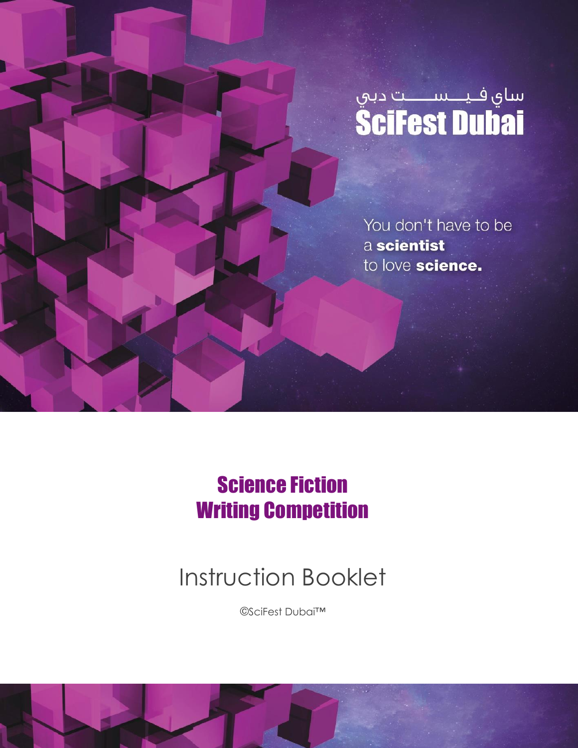ساي فيـــســـــت دبي
# SciFest Dubai

You don't have to be
a **scientist**
to love **science.**

## Science Fiction Writing Competition

# Instruction Booklet

©SciFest Dubai™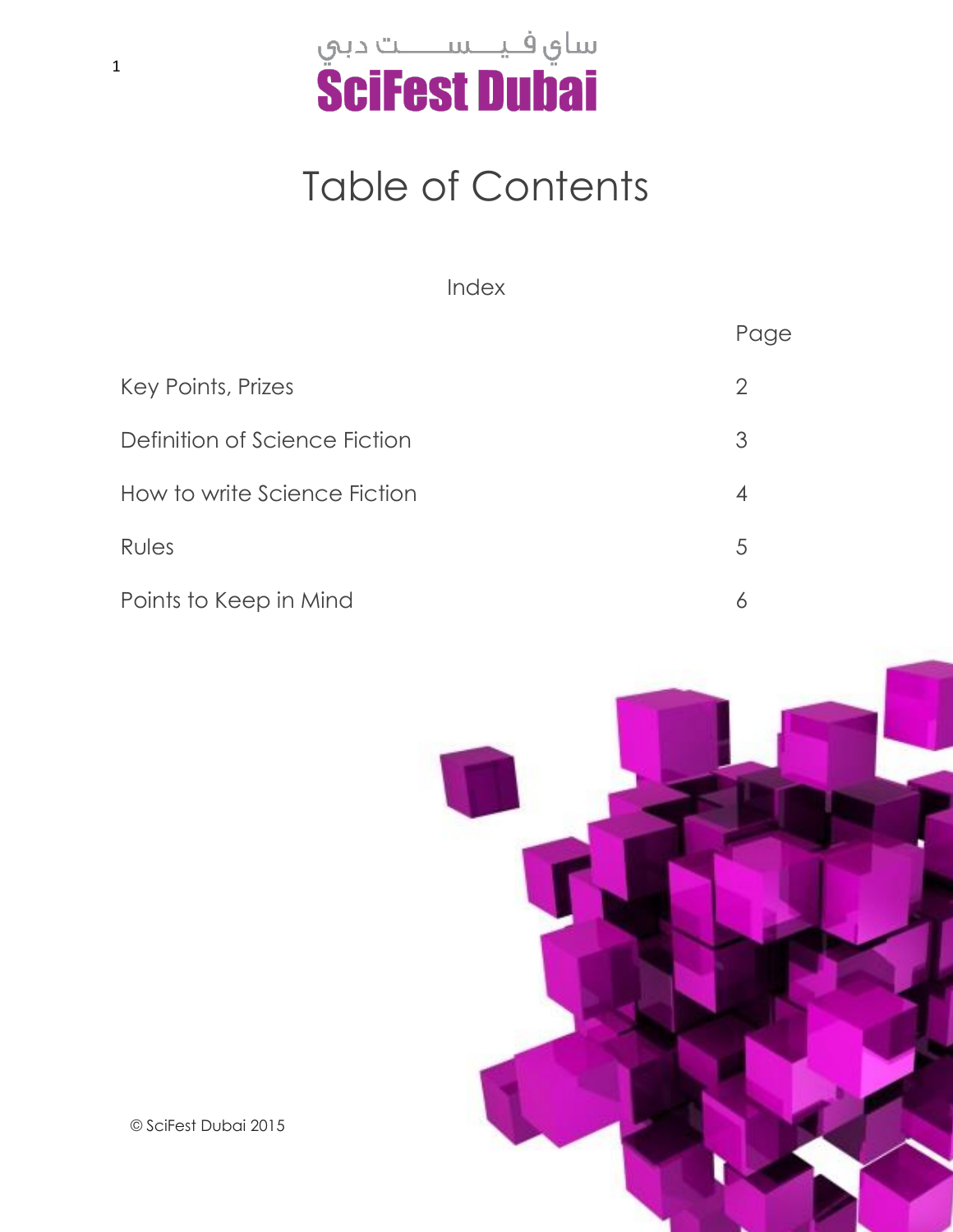ساي فيـــســـــت دبي

**SciFest Dubai**

# Table of Contents

Index

| | Page |
|---|---|
| Key Points, Prizes | 2 |
| Definition of Science Fiction | 3 |
| How to write Science Fiction | 4 |
| Rules | 5 |
| Points to Keep in Mind | 6 |

© SciFest Dubai 2015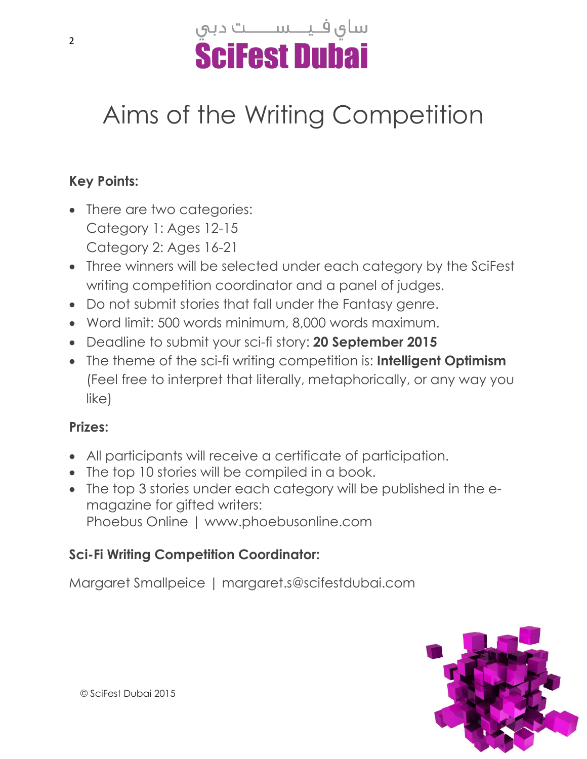ساي فيـــســـــت دبي
**SciFest Dubai**

# Aims of the Writing Competition

**Key Points:**

- There are two categories:
  Category 1: Ages 12-15
  Category 2: Ages 16-21
- Three winners will be selected under each category by the SciFest writing competition coordinator and a panel of judges.
- Do not submit stories that fall under the Fantasy genre.
- Word limit: 500 words minimum, 8,000 words maximum.
- Deadline to submit your sci-fi story: **20 September 2015**
- The theme of the sci-fi writing competition is: **Intelligent Optimism** (Feel free to interpret that literally, metaphorically, or any way you like)

**Prizes:**

- All participants will receive a certificate of participation.
- The top 10 stories will be compiled in a book.
- The top 3 stories under each category will be published in the e-magazine for gifted writers:
  Phoebus Online | www.phoebusonline.com

**Sci-Fi Writing Competition Coordinator:**

Margaret Smallpeice | margaret.s@scifestdubai.com

© SciFest Dubai 2015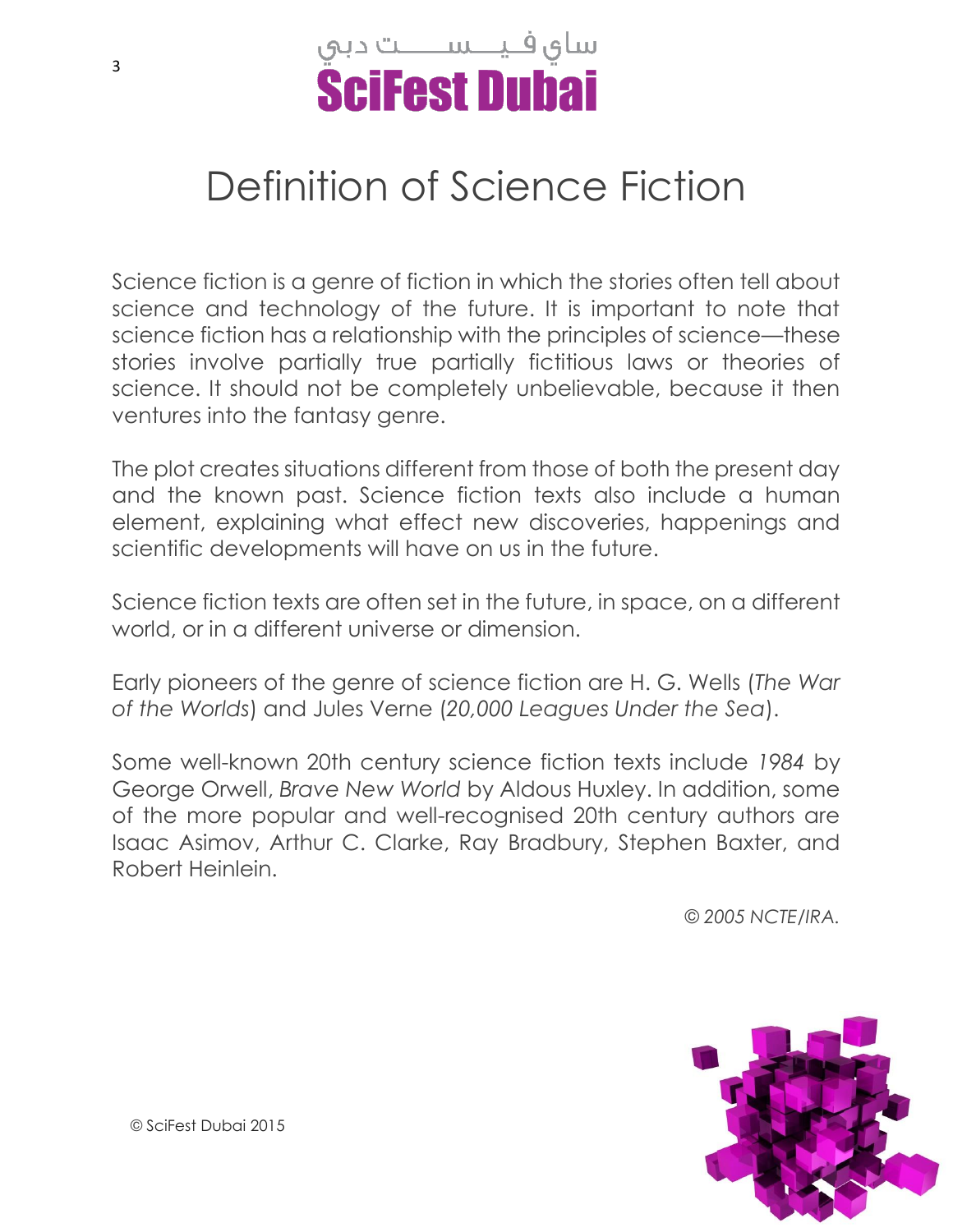# Definition of Science Fiction

Science fiction is a genre of fiction in which the stories often tell about science and technology of the future. It is important to note that science fiction has a relationship with the principles of science—these stories involve partially true partially fictitious laws or theories of science. It should not be completely unbelievable, because it then ventures into the fantasy genre.

The plot creates situations different from those of both the present day and the known past. Science fiction texts also include a human element, explaining what effect new discoveries, happenings and scientific developments will have on us in the future.

Science fiction texts are often set in the future, in space, on a different world, or in a different universe or dimension.

Early pioneers of the genre of science fiction are H. G. Wells (*The War of the Worlds*) and Jules Verne (*20,000 Leagues Under the Sea*).

Some well-known 20th century science fiction texts include *1984* by George Orwell, *Brave New World* by Aldous Huxley. In addition, some of the more popular and well-recognised 20th century authors are Isaac Asimov, Arthur C. Clarke, Ray Bradbury, Stephen Baxter, and Robert Heinlein.

*© 2005 NCTE/IRA.*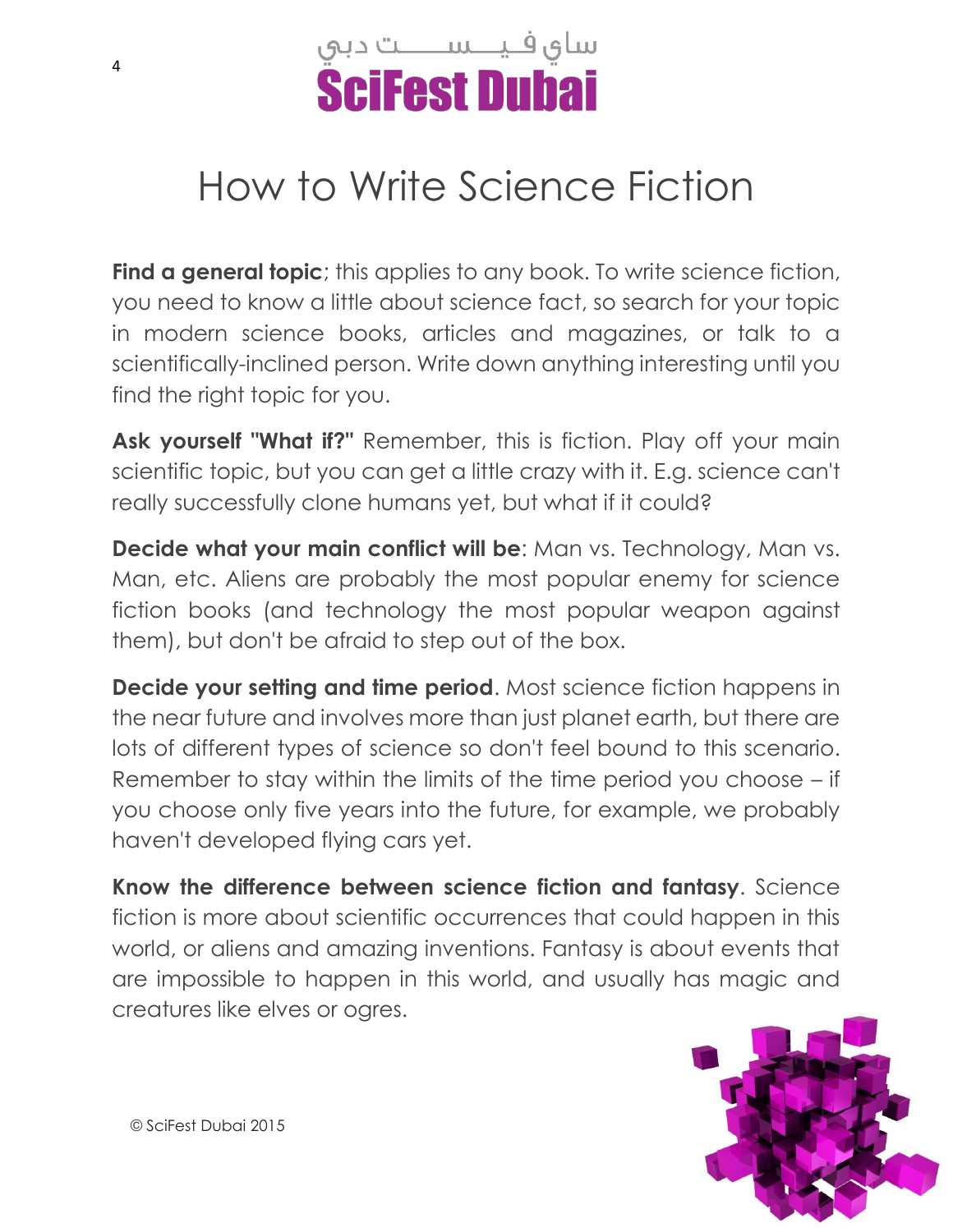# How to Write Science Fiction

**Find a general topic**; this applies to any book. To write science fiction, you need to know a little about science fact, so search for your topic in modern science books, articles and magazines, or talk to a scientifically-inclined person. Write down anything interesting until you find the right topic for you.

**Ask yourself "What if?"** Remember, this is fiction. Play off your main scientific topic, but you can get a little crazy with it. E.g. science can't really successfully clone humans yet, but what if it could?

**Decide what your main conflict will be**: Man vs. Technology, Man vs. Man, etc. Aliens are probably the most popular enemy for science fiction books (and technology the most popular weapon against them), but don't be afraid to step out of the box.

**Decide your setting and time period**. Most science fiction happens in the near future and involves more than just planet earth, but there are lots of different types of science so don't feel bound to this scenario. Remember to stay within the limits of the time period you choose – if you choose only five years into the future, for example, we probably haven't developed flying cars yet.

**Know the difference between science fiction and fantasy**. Science fiction is more about scientific occurrences that could happen in this world, or aliens and amazing inventions. Fantasy is about events that are impossible to happen in this world, and usually has magic and creatures like elves or ogres.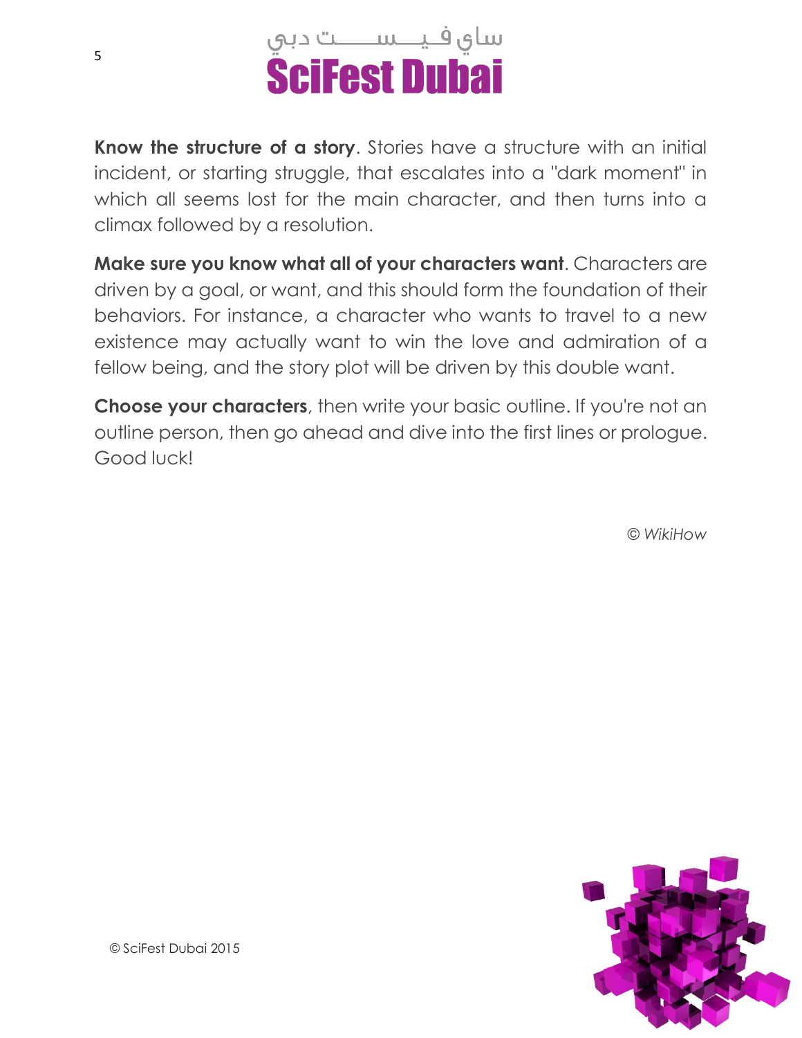**Know the structure of a story**. Stories have a structure with an initial incident, or starting struggle, that escalates into a "dark moment" in which all seems lost for the main character, and then turns into a climax followed by a resolution.

**Make sure you know what all of your characters want**. Characters are driven by a goal, or want, and this should form the foundation of their behaviors. For instance, a character who wants to travel to a new existence may actually want to win the love and admiration of a fellow being, and the story plot will be driven by this double want.

**Choose your characters**, then write your basic outline. If you're not an outline person, then go ahead and dive into the first lines or prologue. Good luck!

*© WikiHow*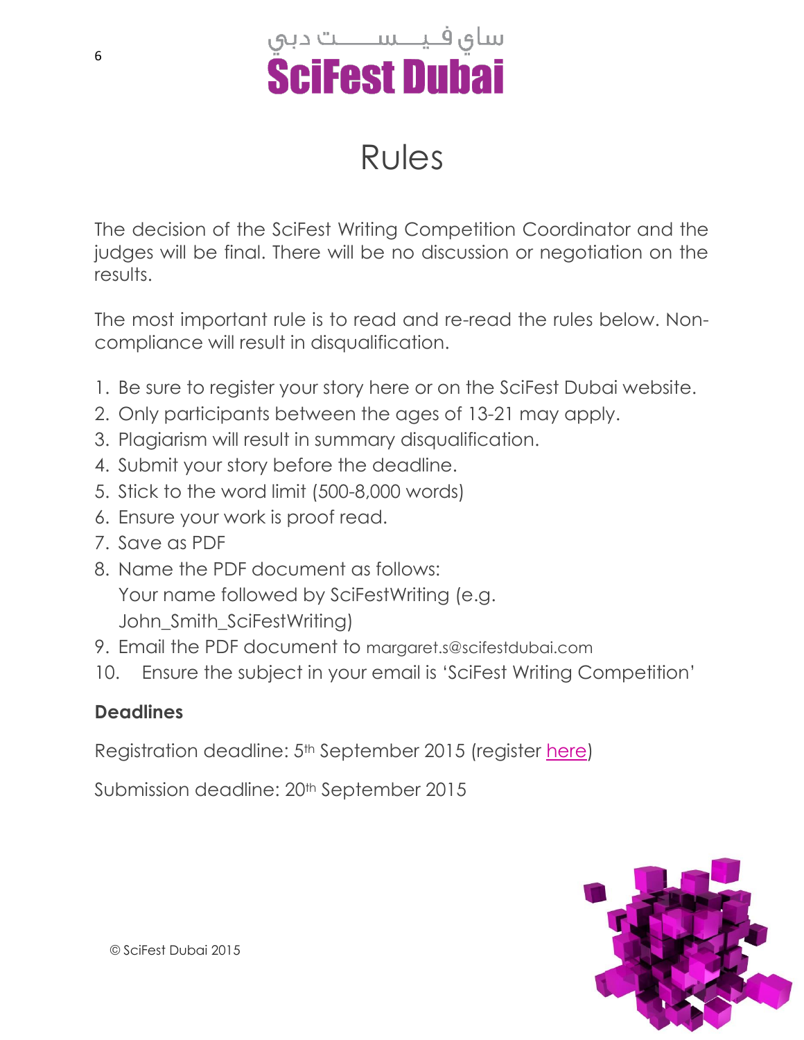ساي فـيـــســـــت دبي

**SciFest Dubai**

# Rules

The decision of the SciFest Writing Competition Coordinator and the judges will be final. There will be no discussion or negotiation on the results.

The most important rule is to read and re-read the rules below. Non-compliance will result in disqualification.

1. Be sure to register your story here or on the SciFest Dubai website.
2. Only participants between the ages of 13-21 may apply.
3. Plagiarism will result in summary disqualification.
4. Submit your story before the deadline.
5. Stick to the word limit (500-8,000 words)
6. Ensure your work is proof read.
7. Save as PDF
8. Name the PDF document as follows:
   Your name followed by SciFestWriting (e.g. John_Smith_SciFestWriting)
9. Email the PDF document to margaret.s@scifestdubai.com
10. Ensure the subject in your email is 'SciFest Writing Competition'

**Deadlines**

Registration deadline: 5th September 2015 (register here)

Submission deadline: 20th September 2015

© SciFest Dubai 2015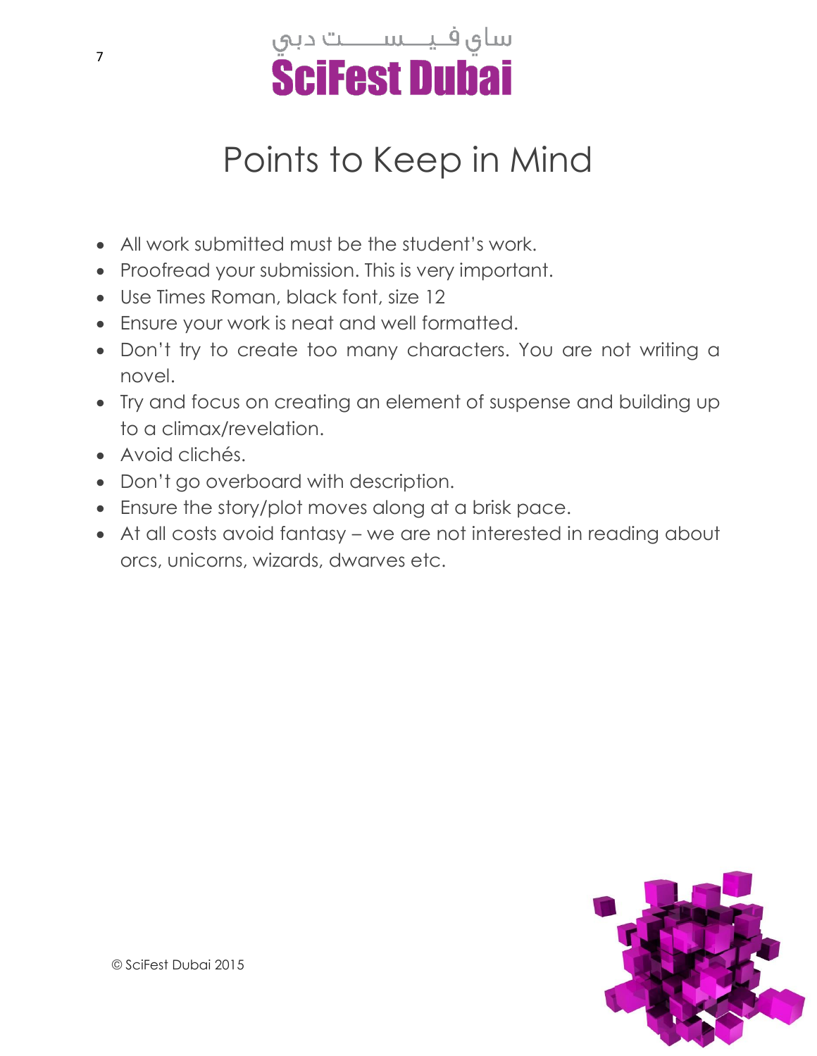# Points to Keep in Mind

- All work submitted must be the student's work.
- Proofread your submission. This is very important.
- Use Times Roman, black font, size 12
- Ensure your work is neat and well formatted.
- Don't try to create too many characters. You are not writing a novel.
- Try and focus on creating an element of suspense and building up to a climax/revelation.
- Avoid clichés.
- Don't go overboard with description.
- Ensure the story/plot moves along at a brisk pace.
- At all costs avoid fantasy – we are not interested in reading about orcs, unicorns, wizards, dwarves etc.